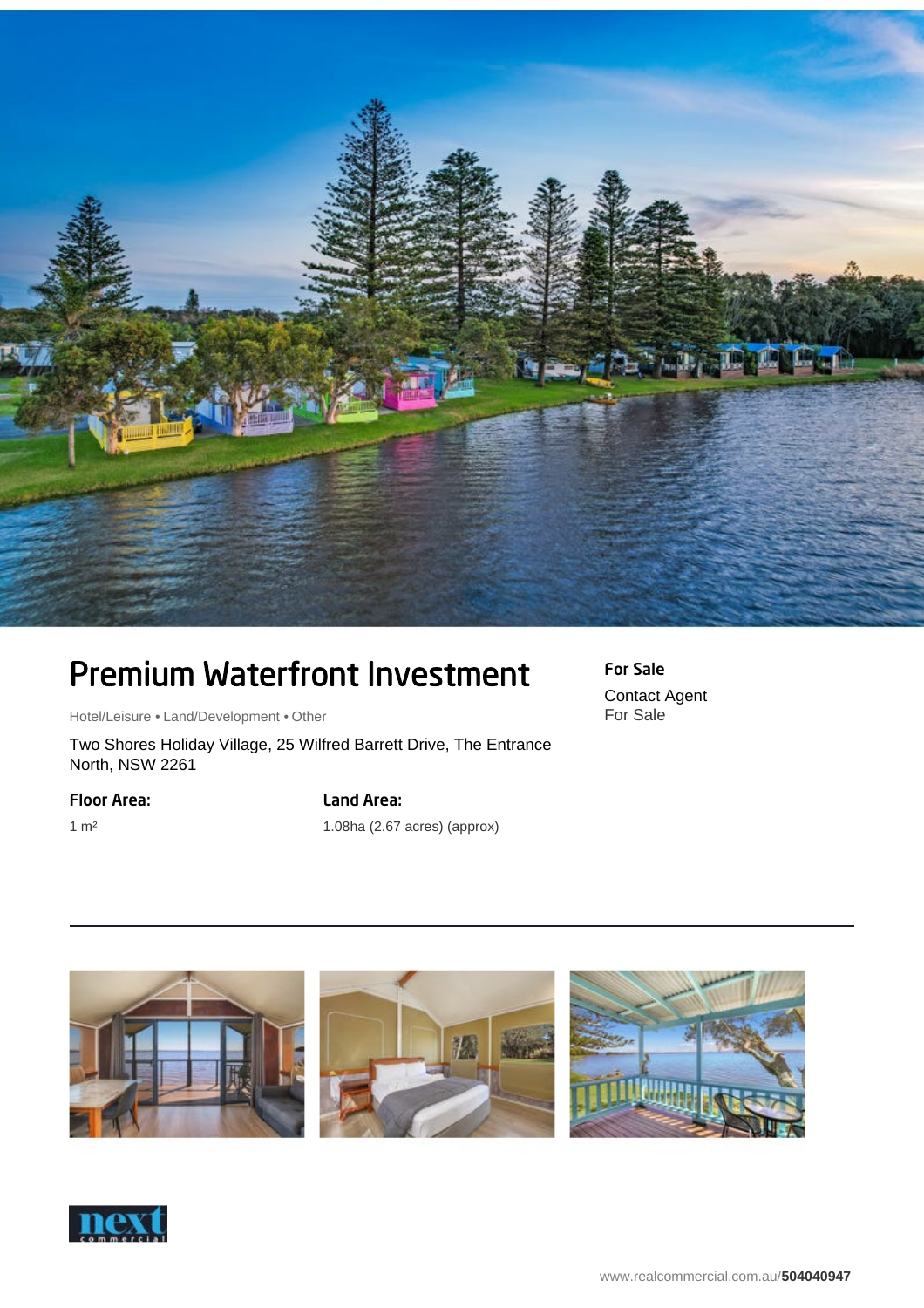# Premium Waterfront Investment

Hotel/Leisure • Land/Development • Other

Two Shores Holiday Village, 25 Wilfred Barrett Drive, The Entrance North, NSW 2261

**For Sale**

Contact Agent
For Sale

**Floor Area:**

1 m²

**Land Area:**

1.08ha (2.67 acres) (approx)

www.realcommercial.com.au/**504040947**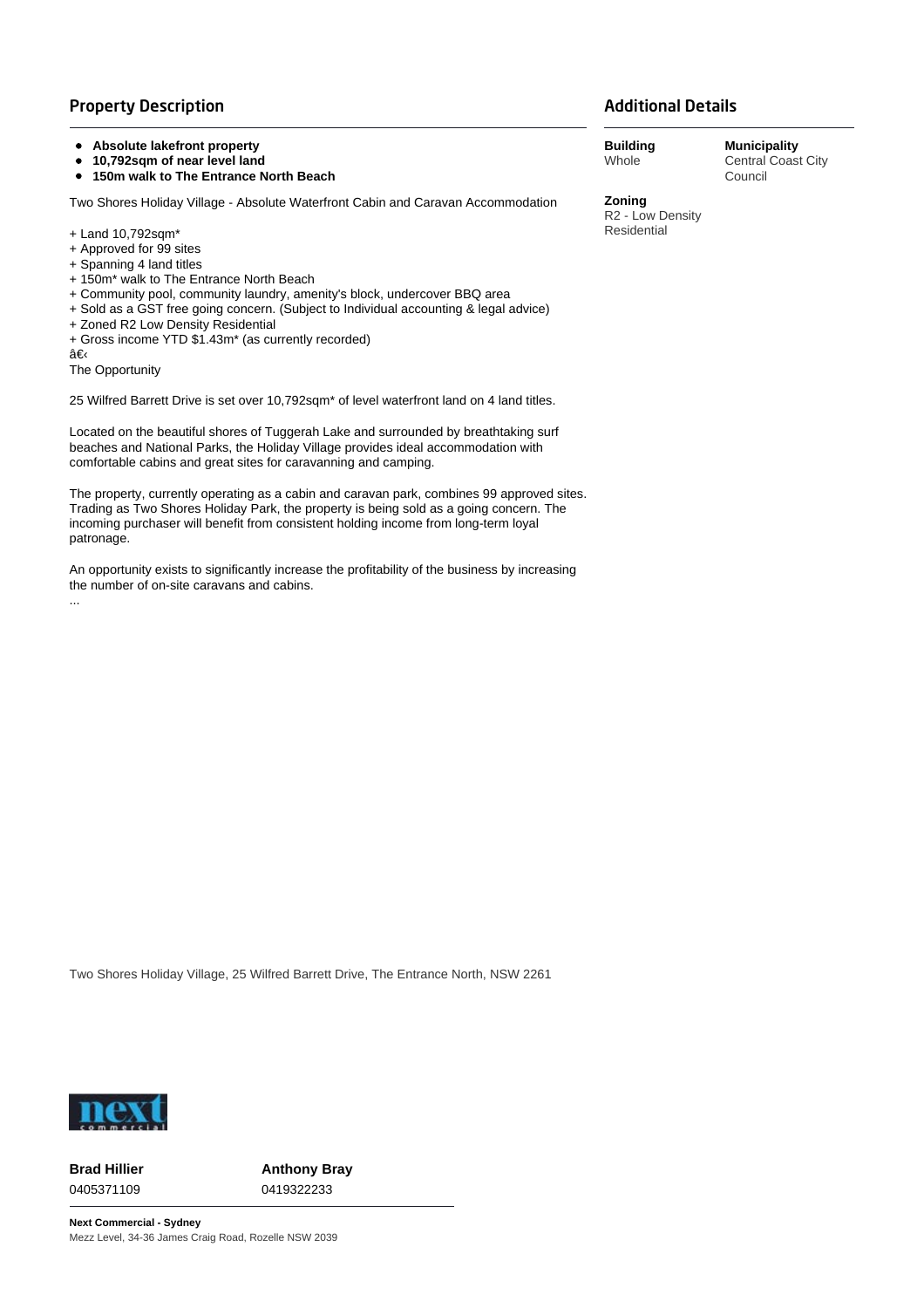## Property Description

- **Absolute lakefront property**
- **10,792sqm of near level land**
- **150m walk to The Entrance North Beach**

Two Shores Holiday Village - Absolute Waterfront Cabin and Caravan Accommodation

+ Land 10,792sqm*
+ Approved for 99 sites
+ Spanning 4 land titles
+ 150m* walk to The Entrance North Beach
+ Community pool, community laundry, amenity's block, undercover BBQ area
+ Sold as a GST free going concern. (Subject to Individual accounting & legal advice)
+ Zoned R2 Low Density Residential
+ Gross income YTD $1.43m* (as currently recorded)

â€‹

The Opportunity

25 Wilfred Barrett Drive is set over 10,792sqm* of level waterfront land on 4 land titles.

Located on the beautiful shores of Tuggerah Lake and surrounded by breathtaking surf beaches and National Parks, the Holiday Village provides ideal accommodation with comfortable cabins and great sites for caravanning and camping.

The property, currently operating as a cabin and caravan park, combines 99 approved sites. Trading as Two Shores Holiday Park, the property is being sold as a going concern. The incoming purchaser will benefit from consistent holding income from long-term loyal patronage.

An opportunity exists to significantly increase the profitability of the business by increasing the number of on-site caravans and cabins.

...

## Additional Details

**Building**
Whole

**Municipality**
Central Coast City Council

**Zoning**
R2 - Low Density Residential

Two Shores Holiday Village, 25 Wilfred Barrett Drive, The Entrance North, NSW 2261

**Brad Hillier**
0405371109

**Anthony Bray**
0419322233

**Next Commercial - Sydney**
Mezz Level, 34-36 James Craig Road, Rozelle NSW 2039